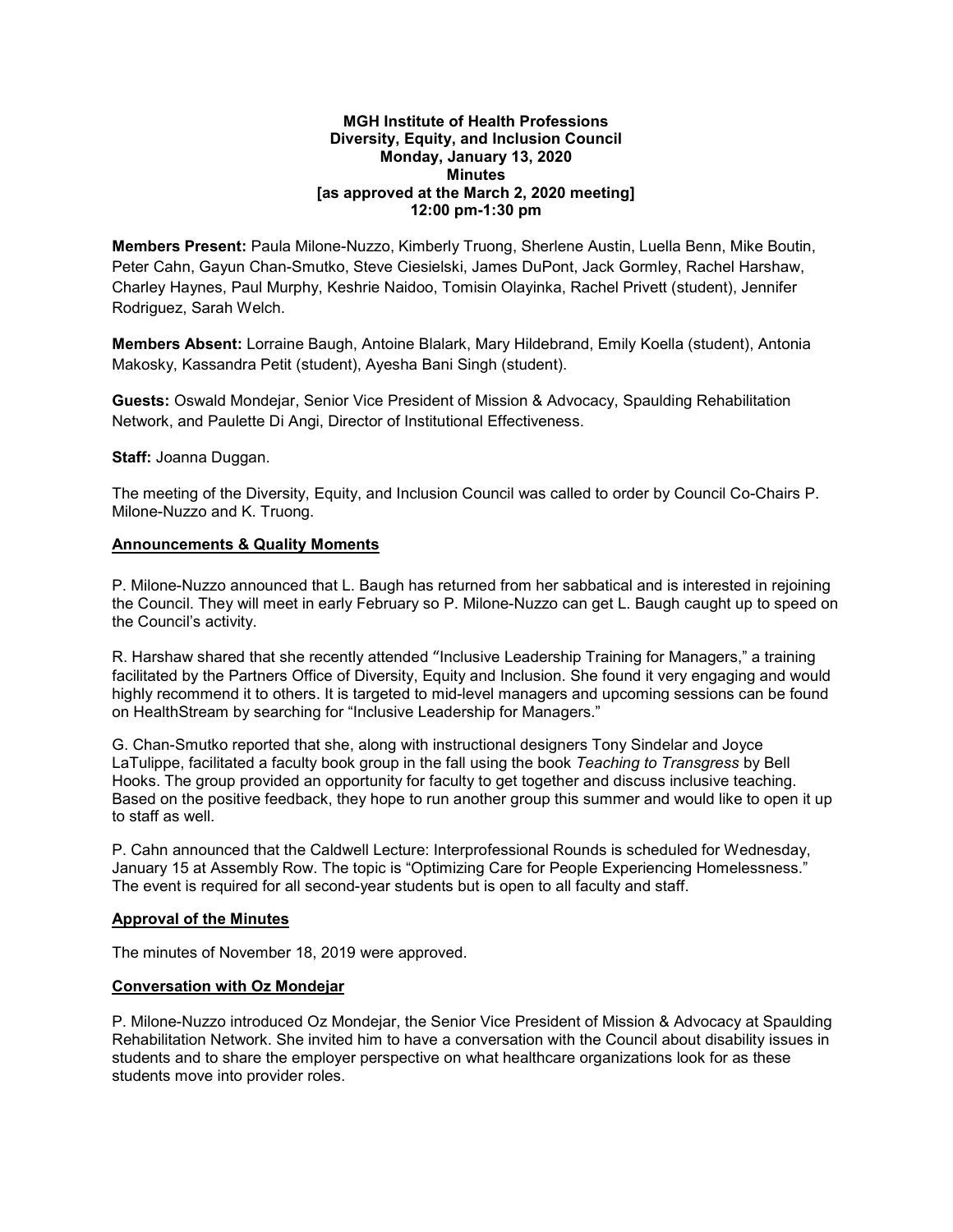**MGH Institute of Health Professions**
**Diversity, Equity, and Inclusion Council**
**Monday, January 13, 2020**
**Minutes**
**[as approved at the March 2, 2020 meeting]**
**12:00 pm-1:30 pm**

**Members Present:** Paula Milone-Nuzzo, Kimberly Truong, Sherlene Austin, Luella Benn, Mike Boutin, Peter Cahn, Gayun Chan-Smutko, Steve Ciesielski, James DuPont, Jack Gormley, Rachel Harshaw, Charley Haynes, Paul Murphy, Keshrie Naidoo, Tomisin Olayinka, Rachel Privett (student), Jennifer Rodriguez, Sarah Welch.

**Members Absent:** Lorraine Baugh, Antoine Blalark, Mary Hildebrand, Emily Koella (student), Antonia Makosky, Kassandra Petit (student), Ayesha Bani Singh (student).

**Guests:** Oswald Mondejar, Senior Vice President of Mission & Advocacy, Spaulding Rehabilitation Network, and Paulette Di Angi, Director of Institutional Effectiveness.

**Staff:** Joanna Duggan.

The meeting of the Diversity, Equity, and Inclusion Council was called to order by Council Co-Chairs P. Milone-Nuzzo and K. Truong.

**Announcements & Quality Moments**

P. Milone-Nuzzo announced that L. Baugh has returned from her sabbatical and is interested in rejoining the Council. They will meet in early February so P. Milone-Nuzzo can get L. Baugh caught up to speed on the Council's activity.

R. Harshaw shared that she recently attended "Inclusive Leadership Training for Managers," a training facilitated by the Partners Office of Diversity, Equity and Inclusion. She found it very engaging and would highly recommend it to others. It is targeted to mid-level managers and upcoming sessions can be found on HealthStream by searching for "Inclusive Leadership for Managers."

G. Chan-Smutko reported that she, along with instructional designers Tony Sindelar and Joyce LaTulippe, facilitated a faculty book group in the fall using the book *Teaching to Transgress* by Bell Hooks. The group provided an opportunity for faculty to get together and discuss inclusive teaching. Based on the positive feedback, they hope to run another group this summer and would like to open it up to staff as well.

P. Cahn announced that the Caldwell Lecture: Interprofessional Rounds is scheduled for Wednesday, January 15 at Assembly Row. The topic is "Optimizing Care for People Experiencing Homelessness." The event is required for all second-year students but is open to all faculty and staff.

**Approval of the Minutes**

The minutes of November 18, 2019 were approved.

**Conversation with Oz Mondejar**

P. Milone-Nuzzo introduced Oz Mondejar, the Senior Vice President of Mission & Advocacy at Spaulding Rehabilitation Network. She invited him to have a conversation with the Council about disability issues in students and to share the employer perspective on what healthcare organizations look for as these students move into provider roles.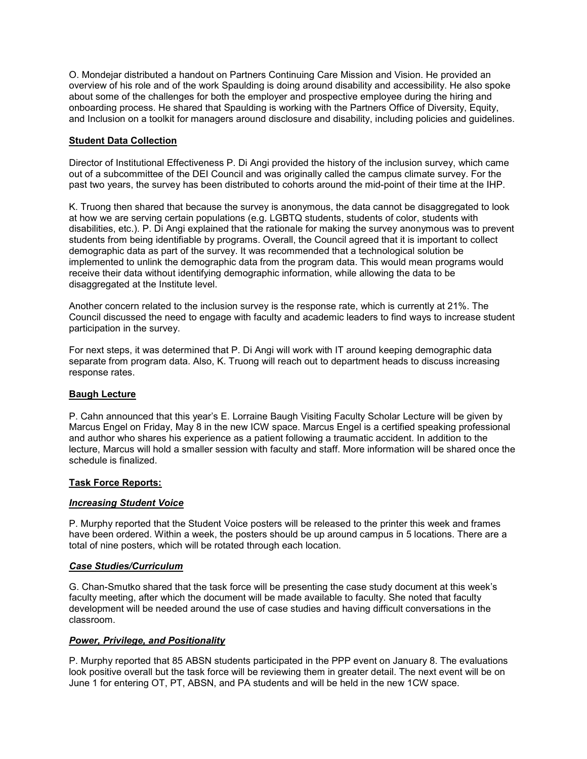O. Mondejar distributed a handout on Partners Continuing Care Mission and Vision. He provided an overview of his role and of the work Spaulding is doing around disability and accessibility. He also spoke about some of the challenges for both the employer and prospective employee during the hiring and onboarding process. He shared that Spaulding is working with the Partners Office of Diversity, Equity, and Inclusion on a toolkit for managers around disclosure and disability, including policies and guidelines.

## Student Data Collection

Director of Institutional Effectiveness P. Di Angi provided the history of the inclusion survey, which came out of a subcommittee of the DEI Council and was originally called the campus climate survey. For the past two years, the survey has been distributed to cohorts around the mid-point of their time at the IHP.

K. Truong then shared that because the survey is anonymous, the data cannot be disaggregated to look at how we are serving certain populations (e.g. LGBTQ students, students of color, students with disabilities, etc.). P. Di Angi explained that the rationale for making the survey anonymous was to prevent students from being identifiable by programs. Overall, the Council agreed that it is important to collect demographic data as part of the survey. It was recommended that a technological solution be implemented to unlink the demographic data from the program data. This would mean programs would receive their data without identifying demographic information, while allowing the data to be disaggregated at the Institute level.

Another concern related to the inclusion survey is the response rate, which is currently at 21%. The Council discussed the need to engage with faculty and academic leaders to find ways to increase student participation in the survey.

For next steps, it was determined that P. Di Angi will work with IT around keeping demographic data separate from program data. Also, K. Truong will reach out to department heads to discuss increasing response rates.

## Baugh Lecture

P. Cahn announced that this year's E. Lorraine Baugh Visiting Faculty Scholar Lecture will be given by Marcus Engel on Friday, May 8 in the new ICW space. Marcus Engel is a certified speaking professional and author who shares his experience as a patient following a traumatic accident. In addition to the lecture, Marcus will hold a smaller session with faculty and staff. More information will be shared once the schedule is finalized.

## Task Force Reports:

### *Increasing Student Voice*

P. Murphy reported that the Student Voice posters will be released to the printer this week and frames have been ordered. Within a week, the posters should be up around campus in 5 locations. There are a total of nine posters, which will be rotated through each location.

### *Case Studies/Curriculum*

G. Chan-Smutko shared that the task force will be presenting the case study document at this week's faculty meeting, after which the document will be made available to faculty. She noted that faculty development will be needed around the use of case studies and having difficult conversations in the classroom.

### *Power, Privilege, and Positionality*

P. Murphy reported that 85 ABSN students participated in the PPP event on January 8. The evaluations look positive overall but the task force will be reviewing them in greater detail. The next event will be on June 1 for entering OT, PT, ABSN, and PA students and will be held in the new 1CW space.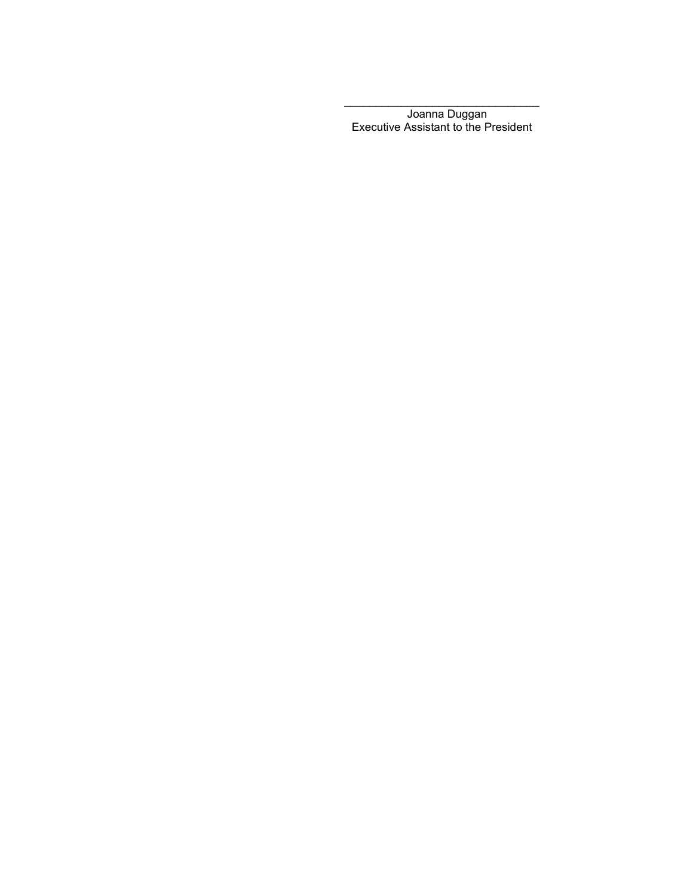\_\_\_\_\_\_\_\_\_\_\_\_\_\_\_\_\_\_\_\_\_\_\_\_\_\_\_\_\_\_\_\_

Joanna Duggan
Executive Assistant to the President